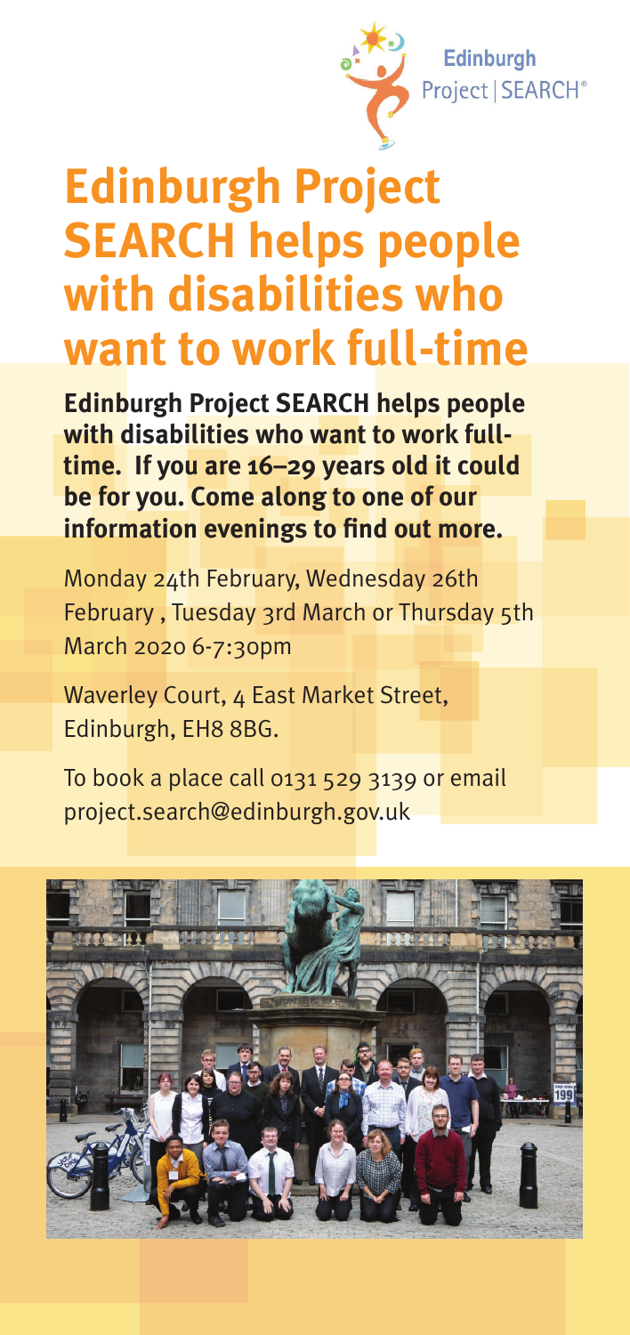Edinburgh Project | SEARCH®

# Edinburgh Project SEARCH helps people with disabilities who want to work full-time

**Edinburgh Project SEARCH helps people with disabilities who want to work full-time. If you are 16–29 years old it could be for you. Come along to one of our information evenings to find out more.**

Monday 24th February, Wednesday 26th February , Tuesday 3rd March or Thursday 5th March 2020 6-7:30pm

Waverley Court, 4 East Market Street, Edinburgh, EH8 8BG.

To book a place call 0131 529 3139 or email project.search@edinburgh.gov.uk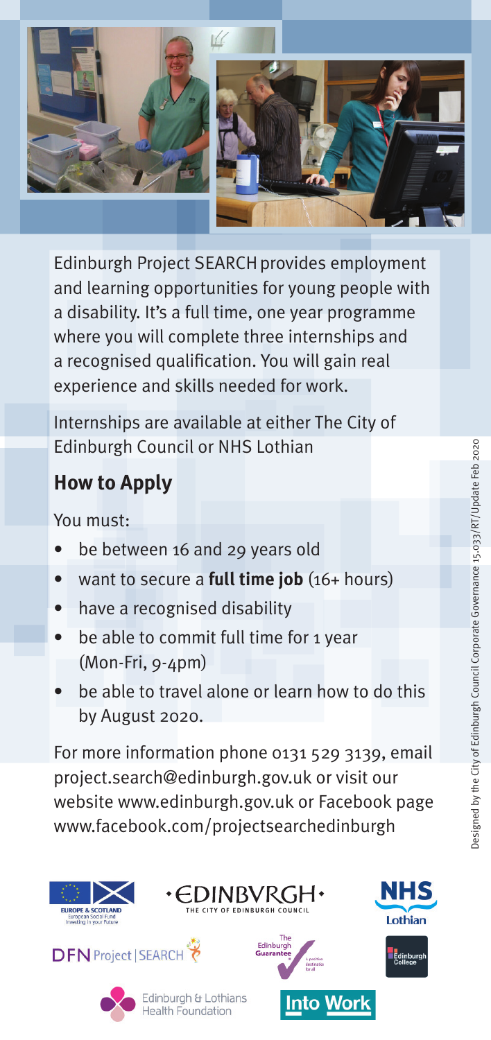Edinburgh Project SEARCH provides employment and learning opportunities for young people with a disability. It's a full time, one year programme where you will complete three internships and a recognised qualification. You will gain real experience and skills needed for work.

Internships are available at either The City of Edinburgh Council or NHS Lothian

## How to Apply

You must:

- be between 16 and 29 years old
- want to secure a **full time job** (16+ hours)
- have a recognised disability
- be able to commit full time for 1 year (Mon-Fri, 9-4pm)
- be able to travel alone or learn how to do this by August 2020.

For more information phone 0131 529 3139, email project.search@edinburgh.gov.uk or visit our website www.edinburgh.gov.uk or Facebook page www.facebook.com/projectsearchedinburgh

Designed by the City of Edinburgh Council Corporate Governance 15.033/RT/Update Feb 2020